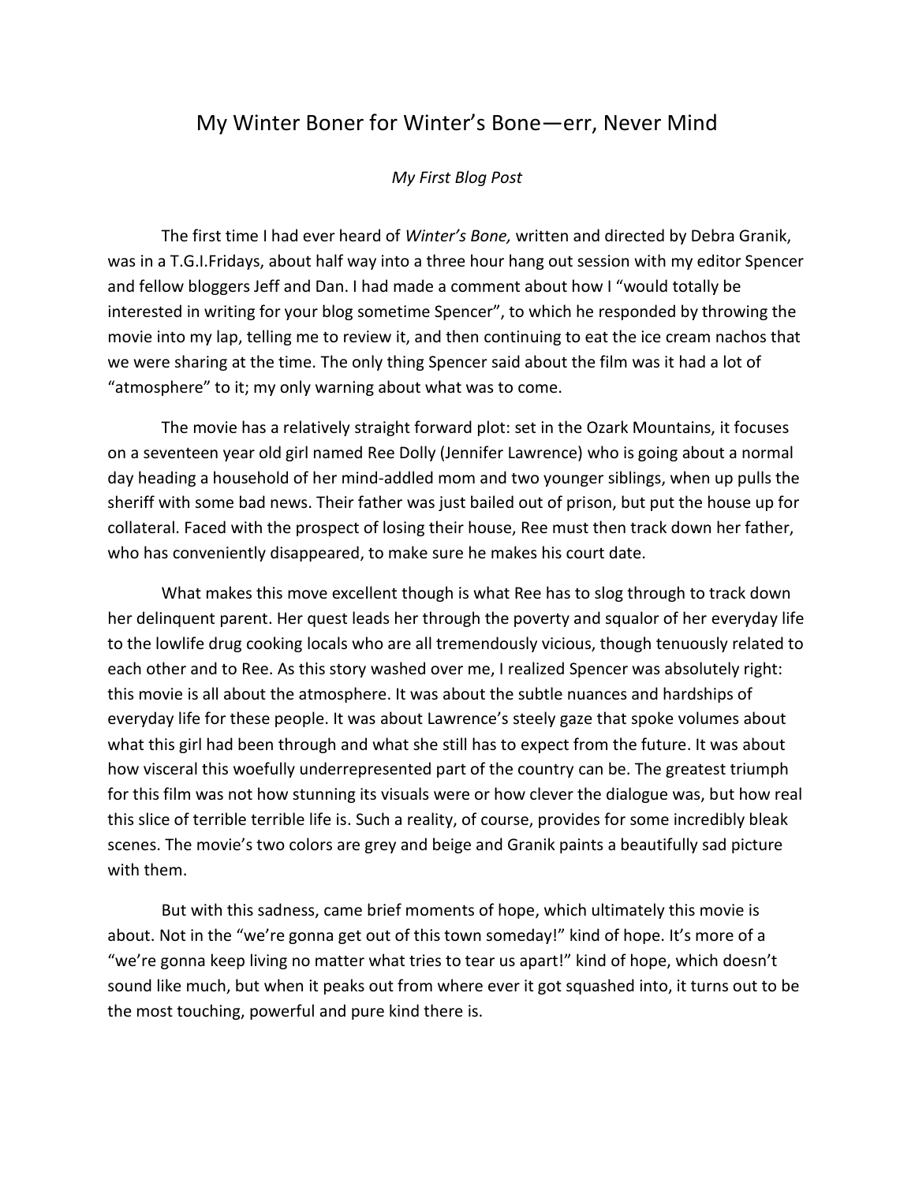# My Winter Boner for Winter's Bone—err, Never Mind

*My First Blog Post*

The first time I had ever heard of *Winter's Bone,* written and directed by Debra Granik, was in a T.G.I.Fridays, about half way into a three hour hang out session with my editor Spencer and fellow bloggers Jeff and Dan. I had made a comment about how I "would totally be interested in writing for your blog sometime Spencer", to which he responded by throwing the movie into my lap, telling me to review it, and then continuing to eat the ice cream nachos that we were sharing at the time. The only thing Spencer said about the film was it had a lot of "atmosphere" to it; my only warning about what was to come.

The movie has a relatively straight forward plot: set in the Ozark Mountains, it focuses on a seventeen year old girl named Ree Dolly (Jennifer Lawrence) who is going about a normal day heading a household of her mind-addled mom and two younger siblings, when up pulls the sheriff with some bad news. Their father was just bailed out of prison, but put the house up for collateral. Faced with the prospect of losing their house, Ree must then track down her father, who has conveniently disappeared, to make sure he makes his court date.

What makes this move excellent though is what Ree has to slog through to track down her delinquent parent. Her quest leads her through the poverty and squalor of her everyday life to the lowlife drug cooking locals who are all tremendously vicious, though tenuously related to each other and to Ree. As this story washed over me, I realized Spencer was absolutely right: this movie is all about the atmosphere. It was about the subtle nuances and hardships of everyday life for these people. It was about Lawrence's steely gaze that spoke volumes about what this girl had been through and what she still has to expect from the future. It was about how visceral this woefully underrepresented part of the country can be. The greatest triumph for this film was not how stunning its visuals were or how clever the dialogue was, but how real this slice of terrible terrible life is. Such a reality, of course, provides for some incredibly bleak scenes. The movie's two colors are grey and beige and Granik paints a beautifully sad picture with them.

But with this sadness, came brief moments of hope, which ultimately this movie is about. Not in the "we're gonna get out of this town someday!" kind of hope. It's more of a "we're gonna keep living no matter what tries to tear us apart!" kind of hope, which doesn't sound like much, but when it peaks out from where ever it got squashed into, it turns out to be the most touching, powerful and pure kind there is.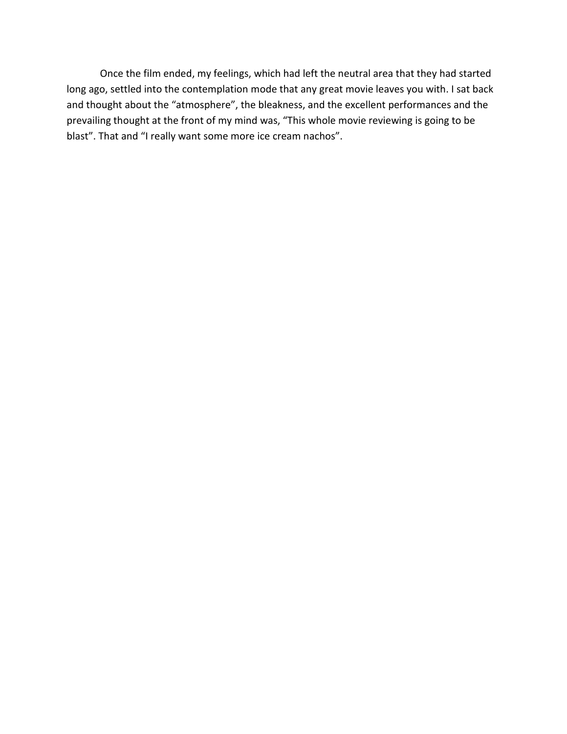Once the film ended, my feelings, which had left the neutral area that they had started long ago, settled into the contemplation mode that any great movie leaves you with. I sat back and thought about the "atmosphere", the bleakness, and the excellent performances and the prevailing thought at the front of my mind was, "This whole movie reviewing is going to be blast". That and "I really want some more ice cream nachos".